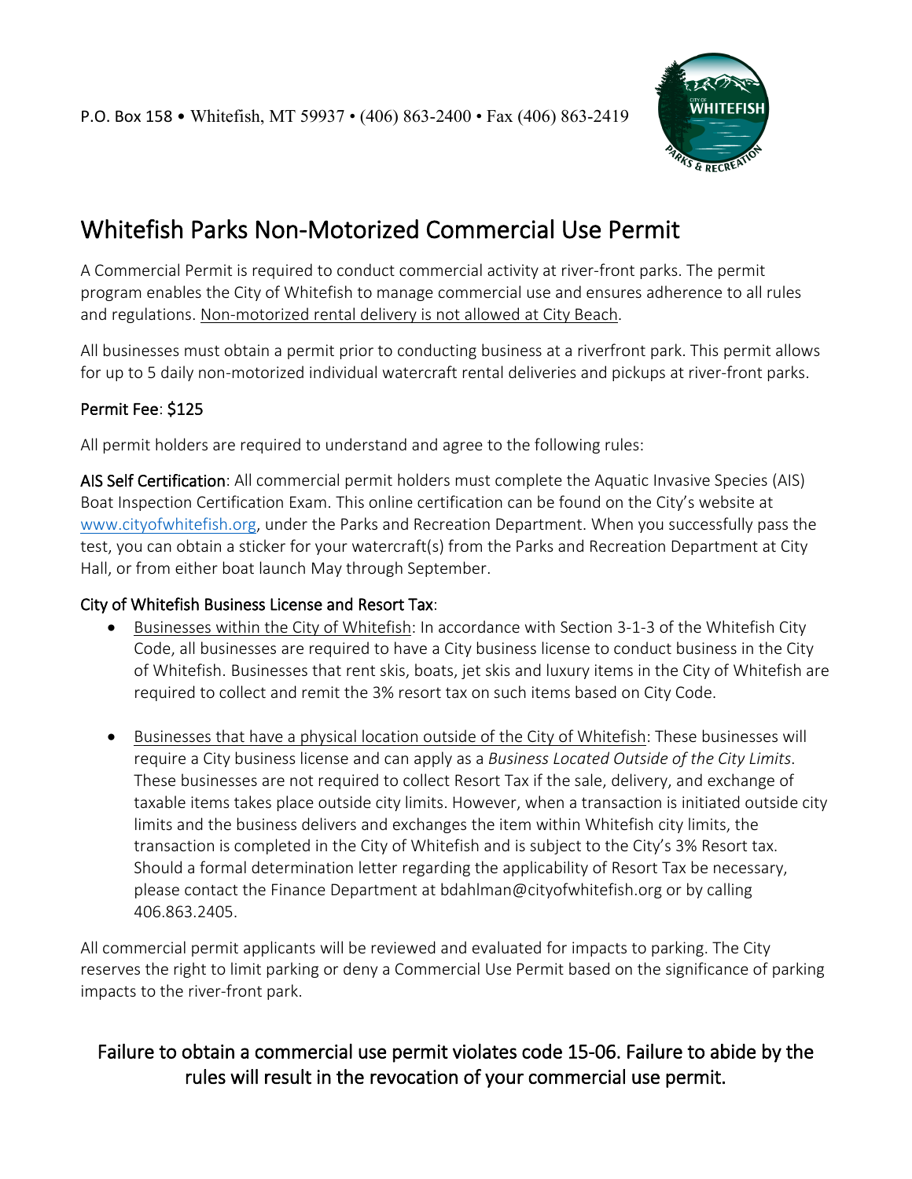P.O. Box 158 • Whitefish, MT 59937 • (406) 863-2400 • Fax (406) 863-2419

# Whitefish Parks Non-Motorized Commercial Use Permit

A Commercial Permit is required to conduct commercial activity at river-front parks. The permit program enables the City of Whitefish to manage commercial use and ensures adherence to all rules and regulations. Non-motorized rental delivery is not allowed at City Beach.

All businesses must obtain a permit prior to conducting business at a riverfront park. This permit allows for up to 5 daily non-motorized individual watercraft rental deliveries and pickups at river-front parks.

**Permit Fee**: $125

All permit holders are required to understand and agree to the following rules:

**AIS Self Certification**: All commercial permit holders must complete the Aquatic Invasive Species (AIS) Boat Inspection Certification Exam. This online certification can be found on the City's website at www.cityofwhitefish.org, under the Parks and Recreation Department. When you successfully pass the test, you can obtain a sticker for your watercraft(s) from the Parks and Recreation Department at City Hall, or from either boat launch May through September.

**City of Whitefish Business License and Resort Tax**:

- Businesses within the City of Whitefish: In accordance with Section 3-1-3 of the Whitefish City Code, all businesses are required to have a City business license to conduct business in the City of Whitefish. Businesses that rent skis, boats, jet skis and luxury items in the City of Whitefish are required to collect and remit the 3% resort tax on such items based on City Code.

- Businesses that have a physical location outside of the City of Whitefish: These businesses will require a City business license and can apply as a *Business Located Outside of the City Limits*. These businesses are not required to collect Resort Tax if the sale, delivery, and exchange of taxable items takes place outside city limits. However, when a transaction is initiated outside city limits and the business delivers and exchanges the item within Whitefish city limits, the transaction is completed in the City of Whitefish and is subject to the City's 3% Resort tax. Should a formal determination letter regarding the applicability of Resort Tax be necessary, please contact the Finance Department at bdahlman@cityofwhitefish.org or by calling 406.863.2405.

All commercial permit applicants will be reviewed and evaluated for impacts to parking. The City reserves the right to limit parking or deny a Commercial Use Permit based on the significance of parking impacts to the river-front park.

**Failure to obtain a commercial use permit violates code 15-06. Failure to abide by the rules will result in the revocation of your commercial use permit.**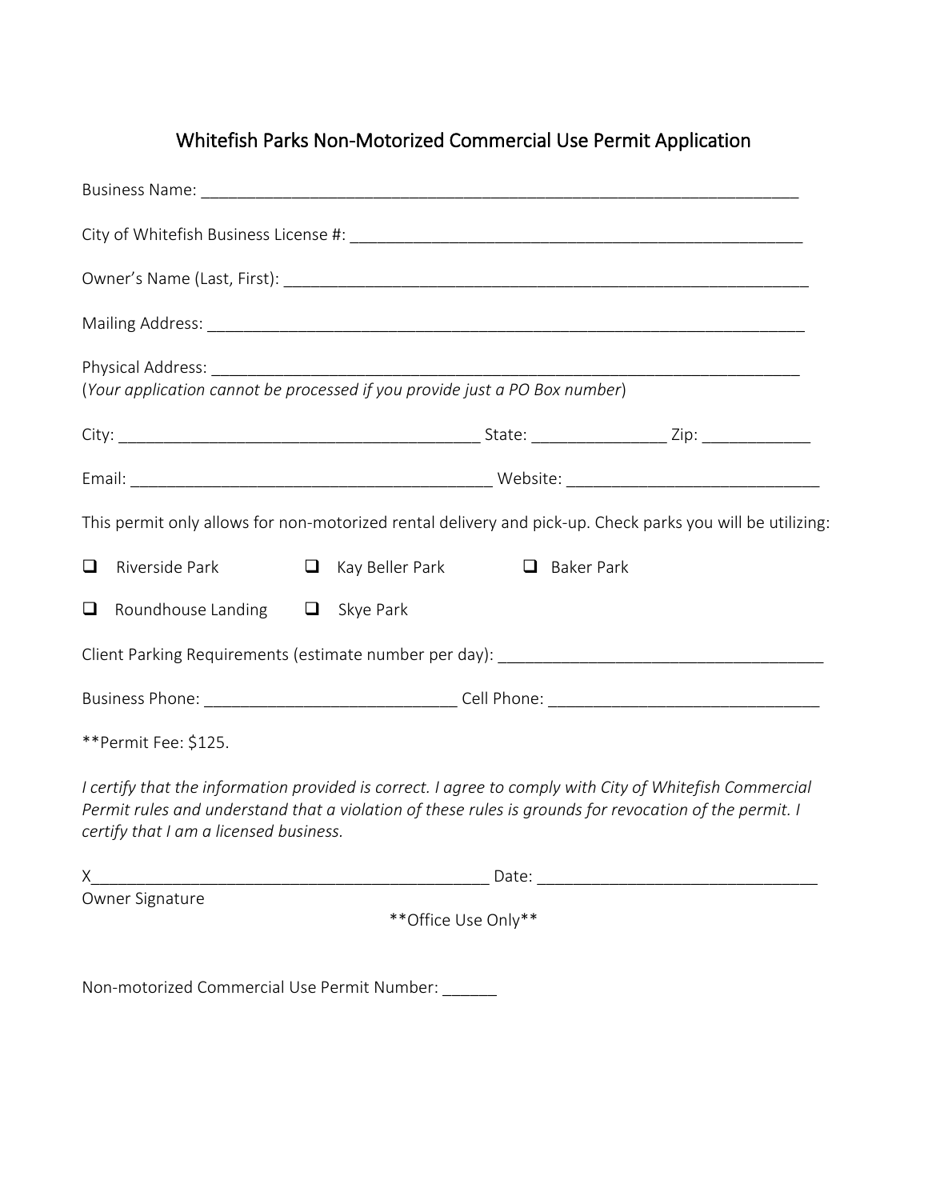# Whitefish Parks Non-Motorized Commercial Use Permit Application

Business Name: ______________________________________________________________________

City of Whitefish Business License #: ____________________________________________________

Owner's Name (Last, First): ____________________________________________________________

Mailing Address: ______________________________________________________________________

Physical Address: ______________________________________________________________________
(*Your application cannot be processed if you provide just a PO Box number*)

City: ________________________________________ State: _______________ Zip: ____________

Email: __________________________________________ Website: ____________________________

This permit only allows for non-motorized rental delivery and pick-up. Check parks you will be utilizing:

- ❑ Riverside Park
- ❑ Kay Beller Park
- ❑ Baker Park
- ❑ Roundhouse Landing
- ❑ Skye Park

Client Parking Requirements (estimate number per day): ____________________________________

Business Phone: ____________________________ Cell Phone: _____________________________

**Permit Fee: $125.

*I certify that the information provided is correct. I agree to comply with City of Whitefish Commercial Permit rules and understand that a violation of these rules is grounds for revocation of the permit. I certify that I am a licensed business.*

X______________________________________________ Date: _______________________________
Owner Signature

**Office Use Only**

Non-motorized Commercial Use Permit Number: ______